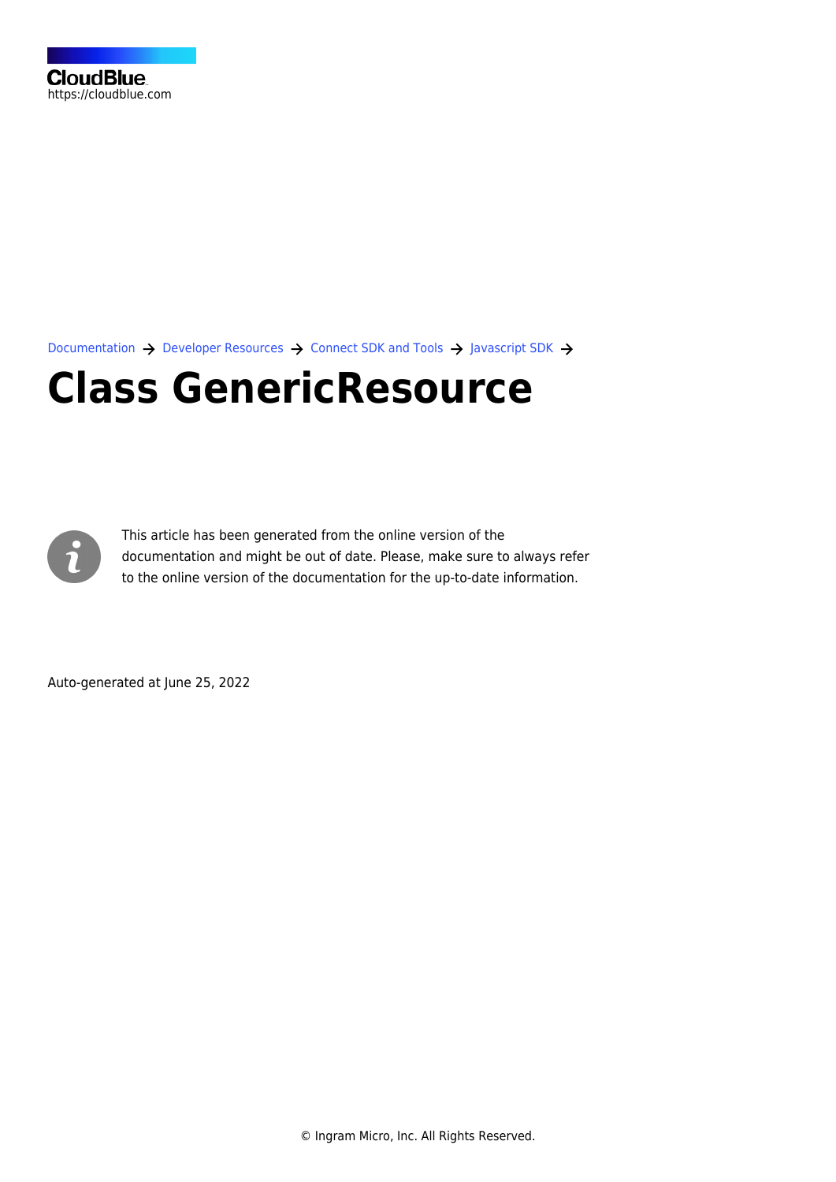CloudBlue
https://cloudblue.com

Documentation → Developer Resources → Connect SDK and Tools → Javascript SDK →

# Class GenericResource

This article has been generated from the online version of the documentation and might be out of date. Please, make sure to always refer to the online version of the documentation for the up-to-date information.

Auto-generated at June 25, 2022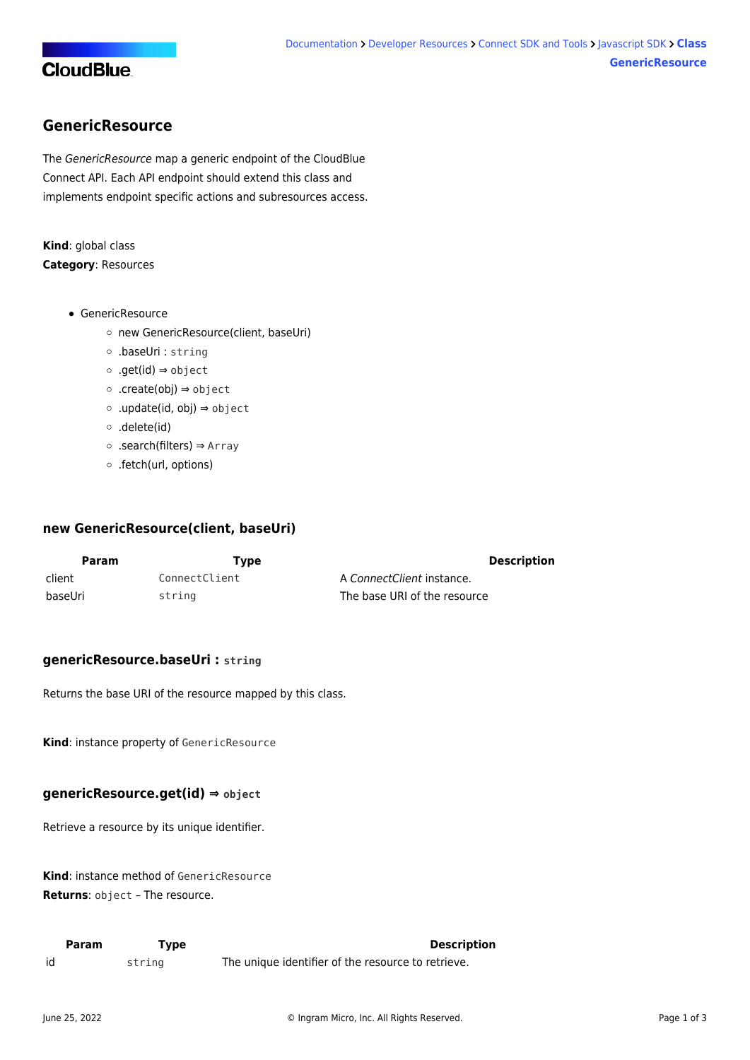# GenericResource

The *GenericResource* map a generic endpoint of the CloudBlue Connect API. Each API endpoint should extend this class and implements endpoint specific actions and subresources access.

**Kind**: global class
**Category**: Resources

- GenericResource
  - new GenericResource(client, baseUri)
  - .baseUri : `string`
  - .get(id) ⇒ `object`
  - .create(obj) ⇒ `object`
  - .update(id, obj) ⇒ `object`
  - .delete(id)
  - .search(filters) ⇒ `Array`
  - .fetch(url, options)

## new GenericResource(client, baseUri)

| Param | Type | Description |
|---|---|---|
| client | `ConnectClient` | A *ConnectClient* instance. |
| baseUri | `string` | The base URI of the resource |

## genericResource.baseUri : `string`

Returns the base URI of the resource mapped by this class.

**Kind**: instance property of `GenericResource`

## genericResource.get(id) ⇒ `object`

Retrieve a resource by its unique identifier.

**Kind**: instance method of `GenericResource`
**Returns**: `object` – The resource.

| Param | Type | Description |
|---|---|---|
| id | `string` | The unique identifier of the resource to retrieve. |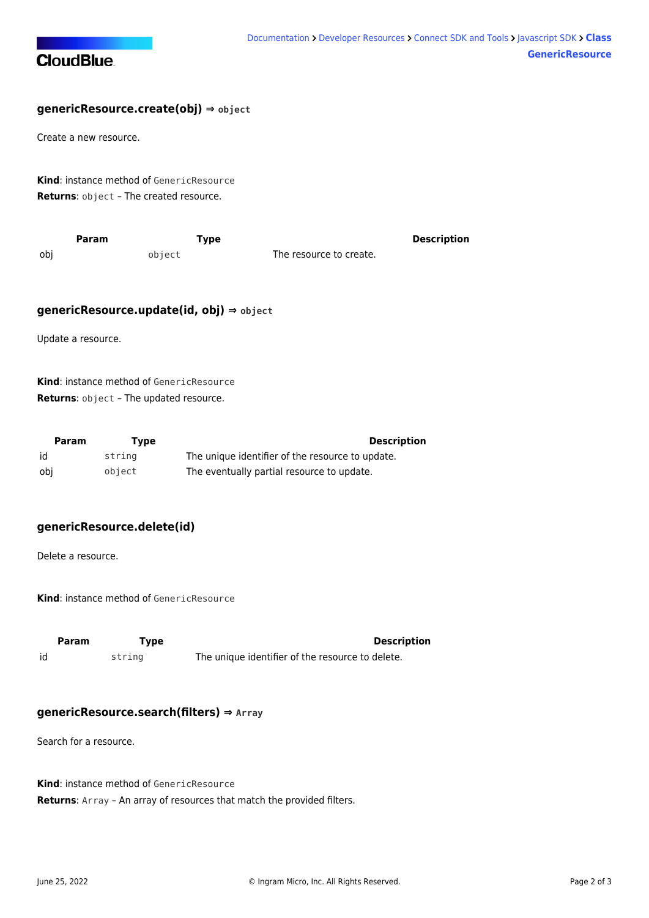#### genericResource.create(obj) ⇒ `object`

Create a new resource.

**Kind**: instance method of `GenericResource`
**Returns**: `object` – The created resource.

| Param | Type | Description |
| --- | --- | --- |
| obj | `object` | The resource to create. |

#### genericResource.update(id, obj) ⇒ `object`

Update a resource.

**Kind**: instance method of `GenericResource`
**Returns**: `object` – The updated resource.

| Param | Type | Description |
| --- | --- | --- |
| id | `string` | The unique identifier of the resource to update. |
| obj | `object` | The eventually partial resource to update. |

#### genericResource.delete(id)

Delete a resource.

**Kind**: instance method of `GenericResource`

| Param | Type | Description |
| --- | --- | --- |
| id | `string` | The unique identifier of the resource to delete. |

#### genericResource.search(filters) ⇒ `Array`

Search for a resource.

**Kind**: instance method of `GenericResource`
**Returns**: `Array` – An array of resources that match the provided filters.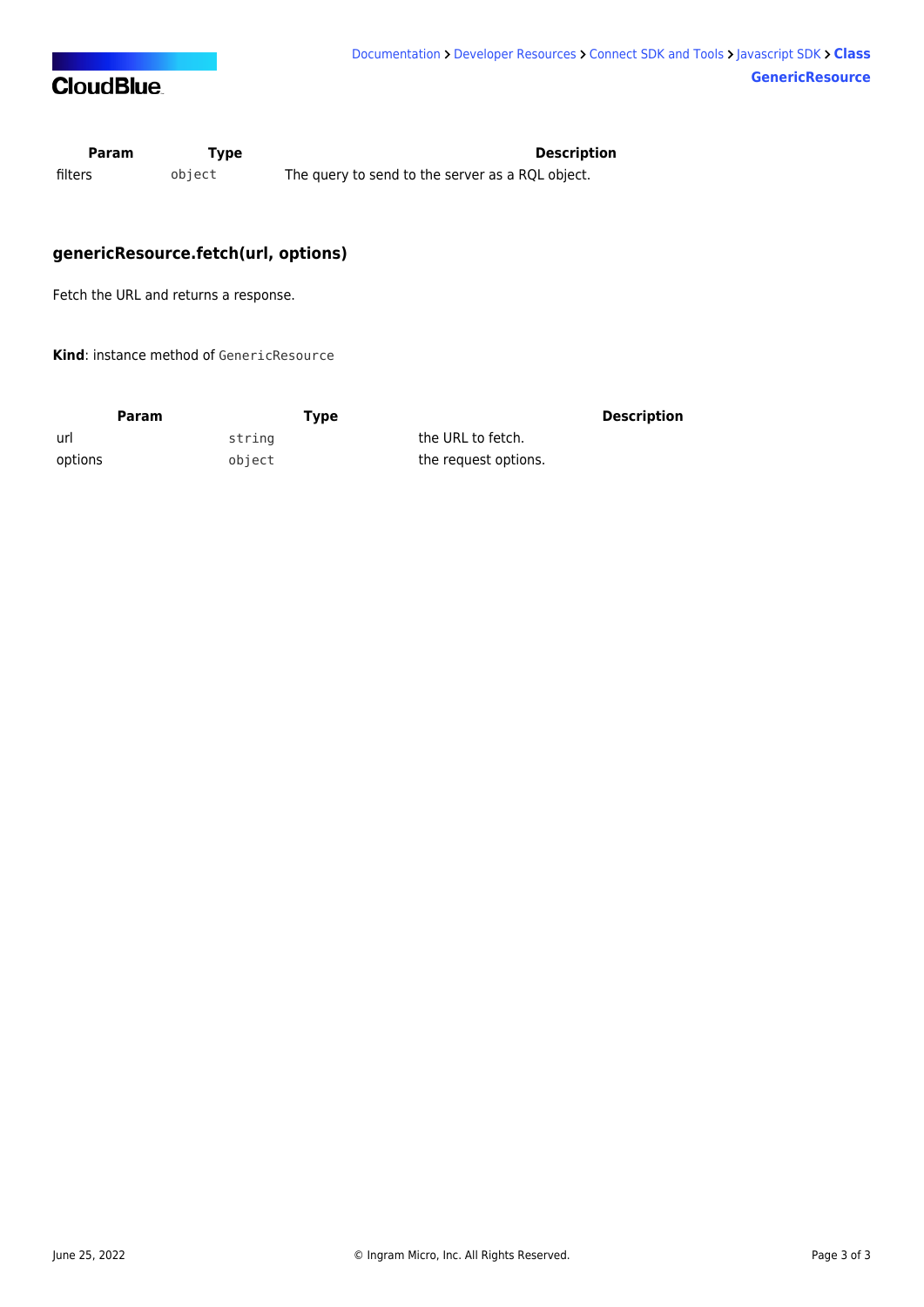| Param | Type | Description |
| --- | --- | --- |
| filters | `object` | The query to send to the server as a RQL object. |

### genericResource.fetch(url, options)

Fetch the URL and returns a response.

**Kind**: instance method of `GenericResource`

| Param | Type | Description |
| --- | --- | --- |
| url | `string` | the URL to fetch. |
| options | `object` | the request options. |